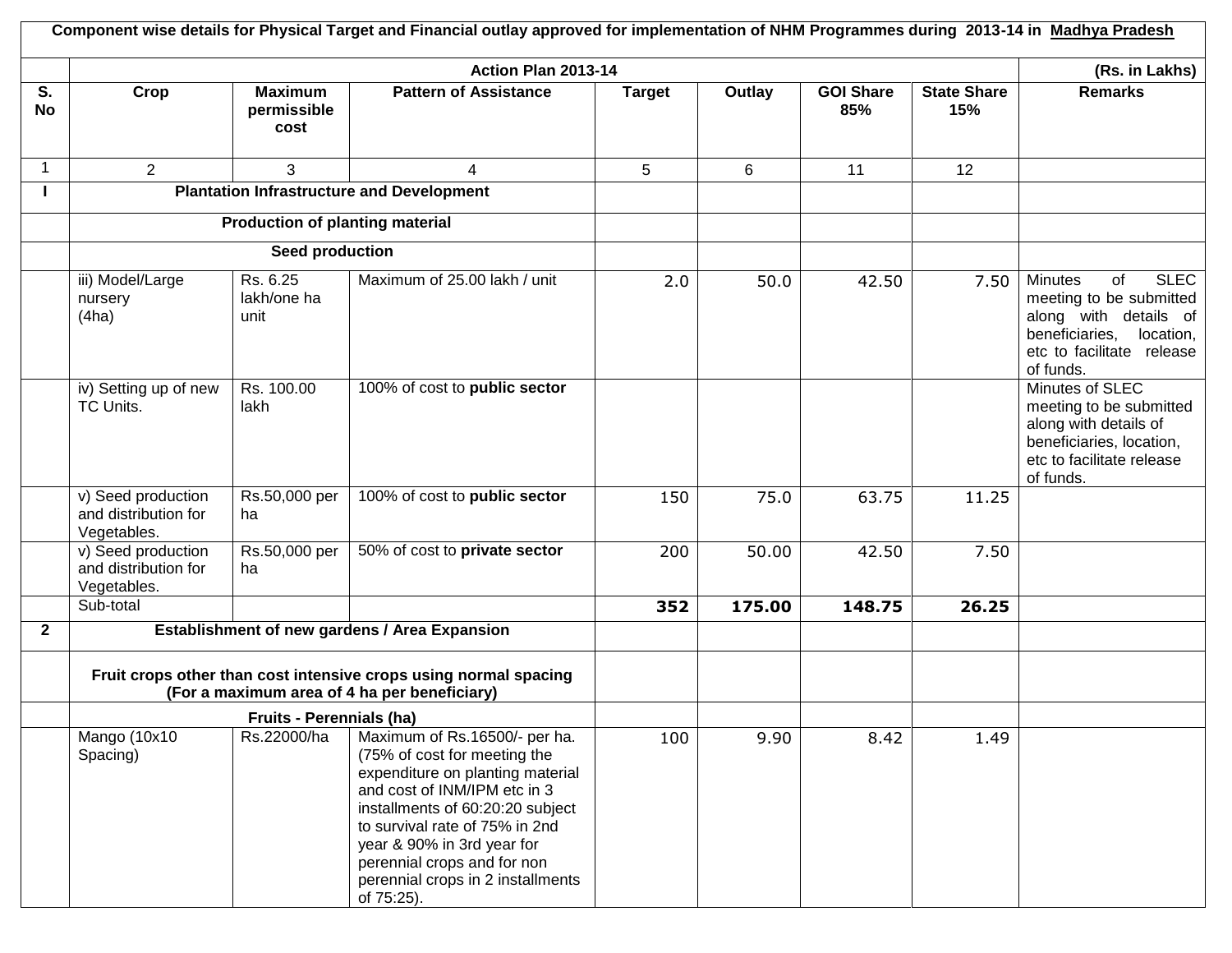**Component wise details for Physical Target and Financial outlay approved for implementation of NHM Programmes during 2013-14 in Madhya Pradesh**

| | Action Plan 2013-14 | | | | | | | (Rs. in Lakhs) |
|---|---|---|---|---|---|---|---|---|
| S. No | Crop | Maximum permissible cost | Pattern of Assistance | Target | Outlay | GOI Share 85% | State Share 15% | Remarks |
| 1 | 2 | 3 | 4 | 5 | 6 | 11 | 12 | |
| I | Plantation Infrastructure and Development | | | | | | | |
| | Production of planting material | | | | | | | |
| | Seed production | | | | | | | |
| | iii) Model/Large nursery (4ha) | Rs. 6.25 lakh/one ha unit | Maximum of 25.00 lakh / unit | 2.0 | 50.0 | 42.50 | 7.50 | Minutes of SLEC meeting to be submitted along with details of beneficiaries, location, etc to facilitate release of funds. |
| | iv) Setting up of new TC Units. | Rs. 100.00 lakh | 100% of cost to **public sector** | | | | | Minutes of SLEC meeting to be submitted along with details of beneficiaries, location, etc to facilitate release of funds. |
| | v) Seed production and distribution for Vegetables. | Rs.50,000 per ha | 100% of cost to **public sector** | 150 | 75.0 | 63.75 | 11.25 | |
| | v) Seed production and distribution for Vegetables. | Rs.50,000 per ha | 50% of cost to **private sector** | 200 | 50.00 | 42.50 | 7.50 | |
| | Sub-total | | | **352** | **175.00** | **148.75** | **26.25** | |
| **2** | Establishment of new gardens / Area Expansion | | | | | | | |
| | Fruit crops other than cost intensive crops using normal spacing (For a maximum area of 4 ha per beneficiary) | | | | | | | |
| | Fruits - Perennials (ha) | | | | | | | |
| | Mango (10x10 Spacing) | Rs.22000/ha | Maximum of Rs.16500/- per ha. (75% of cost for meeting the expenditure on planting material and cost of INM/IPM etc in 3 installments of 60:20:20 subject to survival rate of 75% in 2nd year & 90% in 3rd year for perennial crops and for non perennial crops in 2 installments of 75:25). | 100 | 9.90 | 8.42 | 1.49 | |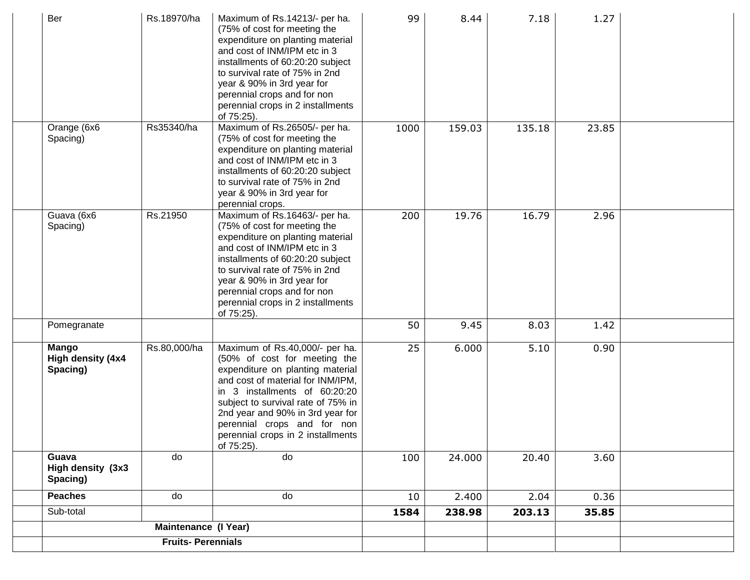| | | | | | | | | |
|---|---|---|---|---|---|---|---|---|
| | Ber | Rs.18970/ha | Maximum of Rs.14213/- per ha. (75% of cost for meeting the expenditure on planting material and cost of INM/IPM etc in 3 installments of 60:20:20 subject to survival rate of 75% in 2nd year & 90% in 3rd year for perennial crops and for non perennial crops in 2 installments of 75:25). | 99 | 8.44 | 7.18 | 1.27 | |
| | Orange (6x6 Spacing) | Rs35340/ha | Maximum of Rs.26505/- per ha. (75% of cost for meeting the expenditure on planting material and cost of INM/IPM etc in 3 installments of 60:20:20 subject to survival rate of 75% in 2nd year & 90% in 3rd year for perennial crops. | 1000 | 159.03 | 135.18 | 23.85 | |
| | Guava (6x6 Spacing) | Rs.21950 | Maximum of Rs.16463/- per ha. (75% of cost for meeting the expenditure on planting material and cost of INM/IPM etc in 3 installments of 60:20:20 subject to survival rate of 75% in 2nd year & 90% in 3rd year for perennial crops and for non perennial crops in 2 installments of 75:25). | 200 | 19.76 | 16.79 | 2.96 | |
| | Pomegranate | | | 50 | 9.45 | 8.03 | 1.42 | |
| | **Mango High density (4x4 Spacing)** | Rs.80,000/ha | Maximum of Rs.40,000/- per ha. (50% of cost for meeting the expenditure on planting material and cost of material for INM/IPM, in 3 installments of 60:20:20 subject to survival rate of 75% in 2nd year and 90% in 3rd year for perennial crops and for non perennial crops in 2 installments of 75:25). | 25 | 6.000 | 5.10 | 0.90 | |
| | **Guava High density (3x3 Spacing)** | do | do | 100 | 24.000 | 20.40 | 3.60 | |
| | **Peaches** | do | do | 10 | 2.400 | 2.04 | 0.36 | |
| | Sub-total | | | **1584** | **238.98** | **203.13** | **35.85** | |
| | **Maintenance (I Year)** | | | | | | | |
| | **Fruits- Perennials** | | | | | | | |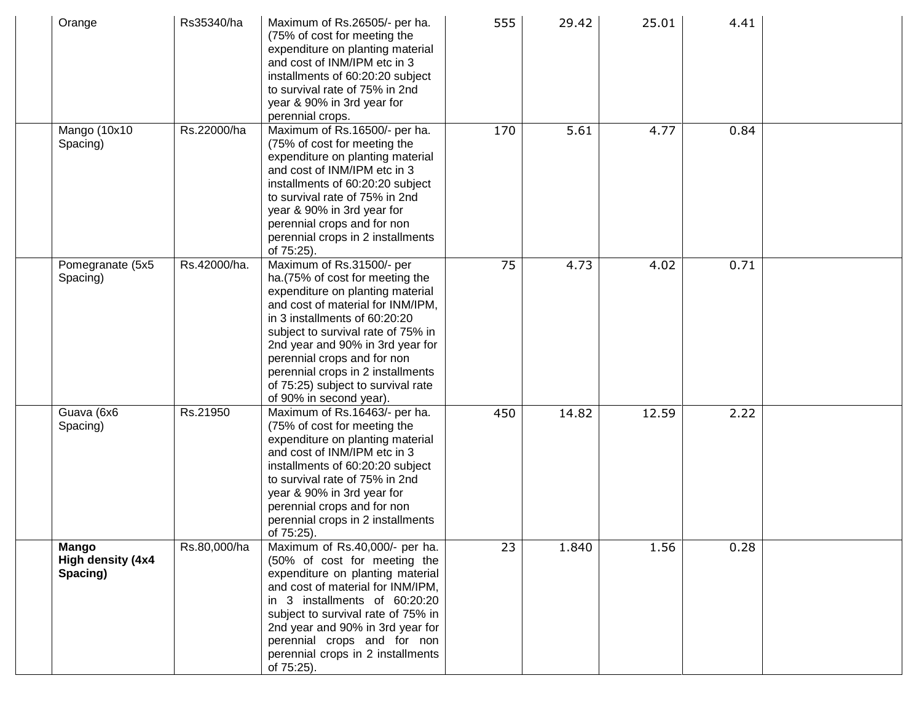| | | | | | | | | |
|---|---|---|---|---|---|---|---|---|
| | Orange | Rs35340/ha | Maximum of Rs.26505/- per ha. (75% of cost for meeting the expenditure on planting material and cost of INM/IPM etc in 3 installments of 60:20:20 subject to survival rate of 75% in 2nd year & 90% in 3rd year for perennial crops. | 555 | 29.42 | 25.01 | 4.41 | |
| | Mango (10x10 Spacing) | Rs.22000/ha | Maximum of Rs.16500/- per ha. (75% of cost for meeting the expenditure on planting material and cost of INM/IPM etc in 3 installments of 60:20:20 subject to survival rate of 75% in 2nd year & 90% in 3rd year for perennial crops and for non perennial crops in 2 installments of 75:25). | 170 | 5.61 | 4.77 | 0.84 | |
| | Pomegranate (5x5 Spacing) | Rs.42000/ha. | Maximum of Rs.31500/- per ha.(75% of cost for meeting the expenditure on planting material and cost of material for INM/IPM, in 3 installments of 60:20:20 subject to survival rate of 75% in 2nd year and 90% in 3rd year for perennial crops and for non perennial crops in 2 installments of 75:25) subject to survival rate of 90% in second year). | 75 | 4.73 | 4.02 | 0.71 | |
| | Guava (6x6 Spacing) | Rs.21950 | Maximum of Rs.16463/- per ha. (75% of cost for meeting the expenditure on planting material and cost of INM/IPM etc in 3 installments of 60:20:20 subject to survival rate of 75% in 2nd year & 90% in 3rd year for perennial crops and for non perennial crops in 2 installments of 75:25). | 450 | 14.82 | 12.59 | 2.22 | |
| | **Mango High density (4x4 Spacing)** | Rs.80,000/ha | Maximum of Rs.40,000/- per ha. (50% of cost for meeting the expenditure on planting material and cost of material for INM/IPM, in 3 installments of 60:20:20 subject to survival rate of 75% in 2nd year and 90% in 3rd year for perennial crops and for non perennial crops in 2 installments of 75:25). | 23 | 1.840 | 1.56 | 0.28 | |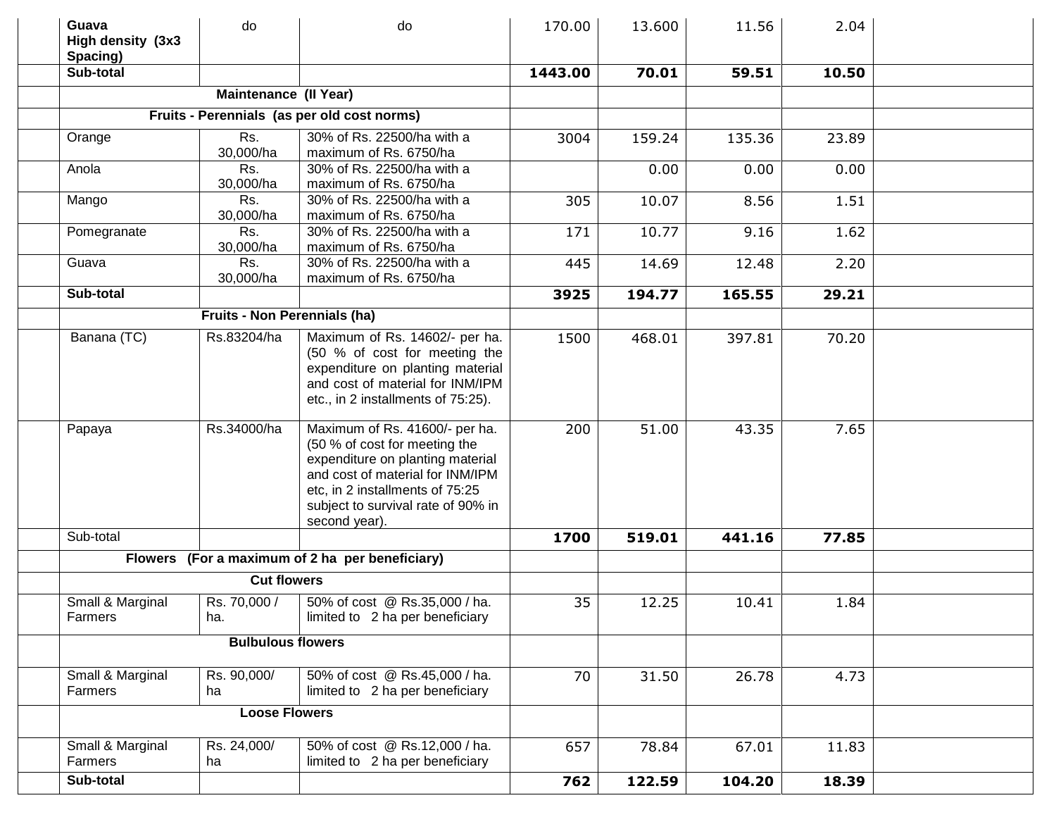| | | | | | | | | |
|---|---|---|---|---|---|---|---|---|
| | **Guava High density (3x3 Spacing)** | do | do | 170.00 | 13.600 | 11.56 | 2.04 | |
| | **Sub-total** | | | **1443.00** | **70.01** | **59.51** | **10.50** | |
| | **Maintenance (II Year)** | | | | | | | |
| | **Fruits - Perennials (as per old cost norms)** | | | | | | | |
| | Orange | Rs. 30,000/ha | 30% of Rs. 22500/ha with a maximum of Rs. 6750/ha | 3004 | 159.24 | 135.36 | 23.89 | |
| | Anola | Rs. 30,000/ha | 30% of Rs. 22500/ha with a maximum of Rs. 6750/ha | | 0.00 | 0.00 | 0.00 | |
| | Mango | Rs. 30,000/ha | 30% of Rs. 22500/ha with a maximum of Rs. 6750/ha | 305 | 10.07 | 8.56 | 1.51 | |
| | Pomegranate | Rs. 30,000/ha | 30% of Rs. 22500/ha with a maximum of Rs. 6750/ha | 171 | 10.77 | 9.16 | 1.62 | |
| | Guava | Rs. 30,000/ha | 30% of Rs. 22500/ha with a maximum of Rs. 6750/ha | 445 | 14.69 | 12.48 | 2.20 | |
| | **Sub-total** | | | **3925** | **194.77** | **165.55** | **29.21** | |
| | **Fruits - Non Perennials (ha)** | | | | | | | |
| | Banana (TC) | Rs.83204/ha | Maximum of Rs. 14602/- per ha. (50 % of cost for meeting the expenditure on planting material and cost of material for INM/IPM etc., in 2 installments of 75:25). | 1500 | 468.01 | 397.81 | 70.20 | |
| | Papaya | Rs.34000/ha | Maximum of Rs. 41600/- per ha. (50 % of cost for meeting the expenditure on planting material and cost of material for INM/IPM etc, in 2 installments of 75:25 subject to survival rate of 90% in second year). | 200 | 51.00 | 43.35 | 7.65 | |
| | Sub-total | | | **1700** | **519.01** | **441.16** | **77.85** | |
| | **Flowers (For a maximum of 2 ha per beneficiary)** | | | | | | | |
| | **Cut flowers** | | | | | | | |
| | Small & Marginal Farmers | Rs. 70,000 / ha. | 50% of cost @ Rs.35,000 / ha. limited to 2 ha per beneficiary | 35 | 12.25 | 10.41 | 1.84 | |
| | **Bulbulous flowers** | | | | | | | |
| | Small & Marginal Farmers | Rs. 90,000/ ha | 50% of cost @ Rs.45,000 / ha. limited to 2 ha per beneficiary | 70 | 31.50 | 26.78 | 4.73 | |
| | **Loose Flowers** | | | | | | | |
| | Small & Marginal Farmers | Rs. 24,000/ ha | 50% of cost @ Rs.12,000 / ha. limited to 2 ha per beneficiary | 657 | 78.84 | 67.01 | 11.83 | |
| | **Sub-total** | | | **762** | **122.59** | **104.20** | **18.39** | |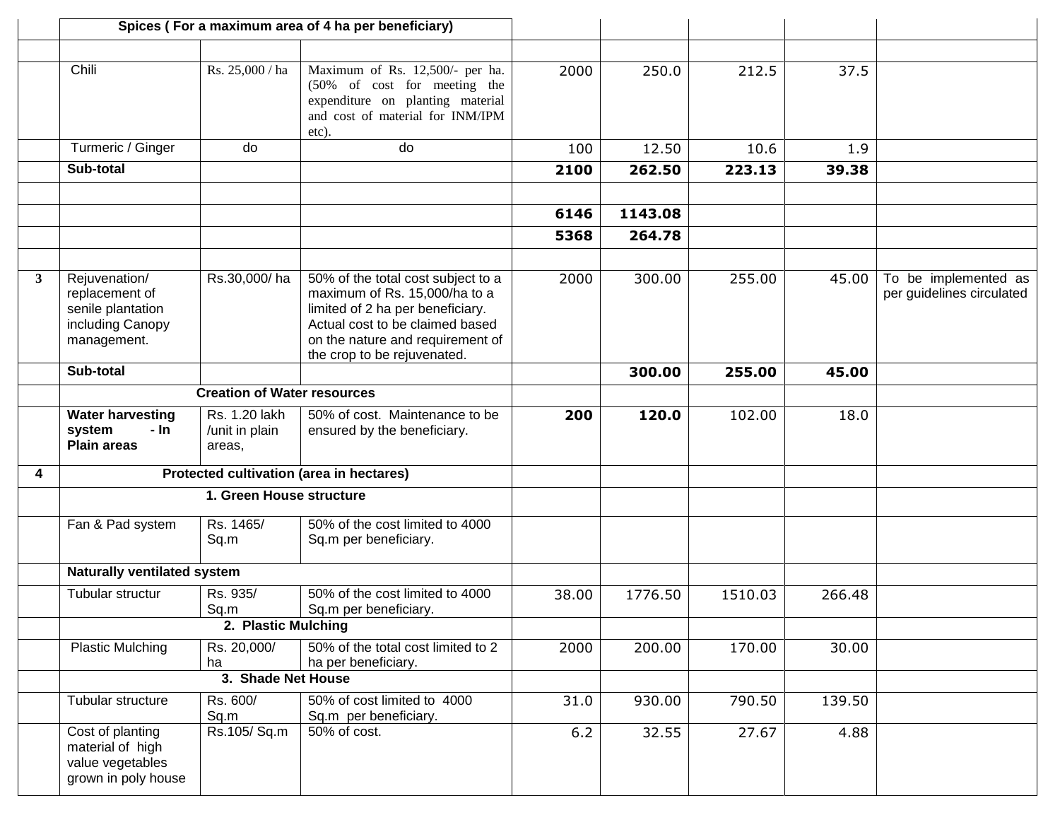| | | | | | | | | |
|---|---|---|---|---|---|---|---|---|
| | **Spices ( For a maximum area of 4 ha per beneficiary)** | | | | | | | |
| | | | | | | | | |
| | Chili | Rs. 25,000 / ha | Maximum of Rs. 12,500/- per ha. (50% of cost for meeting the expenditure on planting material and cost of material for INM/IPM etc). | 2000 | 250.0 | 212.5 | 37.5 | |
| | Turmeric / Ginger | do | do | 100 | 12.50 | 10.6 | 1.9 | |
| | **Sub-total** | | | **2100** | **262.50** | **223.13** | **39.38** | |
| | | | | | | | | |
| | | | | **6146** | **1143.08** | | | |
| | | | | **5368** | **264.78** | | | |
| | | | | | | | | |
| **3** | Rejuvenation/ replacement of senile plantation including Canopy management. | Rs.30,000/ ha | 50% of the total cost subject to a maximum of Rs. 15,000/ha to a limited of 2 ha per beneficiary. Actual cost to be claimed based on the nature and requirement of the crop to be rejuvenated. | 2000 | 300.00 | 255.00 | 45.00 | To be implemented as per guidelines circulated |
| | **Sub-total** | | | | **300.00** | **255.00** | **45.00** | |
| | **Creation of Water resources** | | | | | | | |
| | **Water harvesting system - In Plain areas** | Rs. 1.20 lakh /unit in plain areas, | 50% of cost. Maintenance to be ensured by the beneficiary. | **200** | **120.0** | 102.00 | 18.0 | |
| **4** | **Protected cultivation (area in hectares)** | | | | | | | |
| | **1. Green House structure** | | | | | | | |
| | Fan & Pad system | Rs. 1465/ Sq.m | 50% of the cost limited to 4000 Sq.m per beneficiary. | | | | | |
| | **Naturally ventilated system** | | | | | | | |
| | Tubular structur | Rs. 935/ Sq.m | 50% of the cost limited to 4000 Sq.m per beneficiary. | 38.00 | 1776.50 | 1510.03 | 266.48 | |
| | **2. Plastic Mulching** | | | | | | | |
| | Plastic Mulching | Rs. 20,000/ ha | 50% of the total cost limited to 2 ha per beneficiary. | 2000 | 200.00 | 170.00 | 30.00 | |
| | **3. Shade Net House** | | | | | | | |
| | Tubular structure | Rs. 600/ Sq.m | 50% of cost limited to 4000 Sq.m per beneficiary. | 31.0 | 930.00 | 790.50 | 139.50 | |
| | Cost of planting material of high value vegetables grown in poly house | Rs.105/ Sq.m | 50% of cost. | 6.2 | 32.55 | 27.67 | 4.88 | |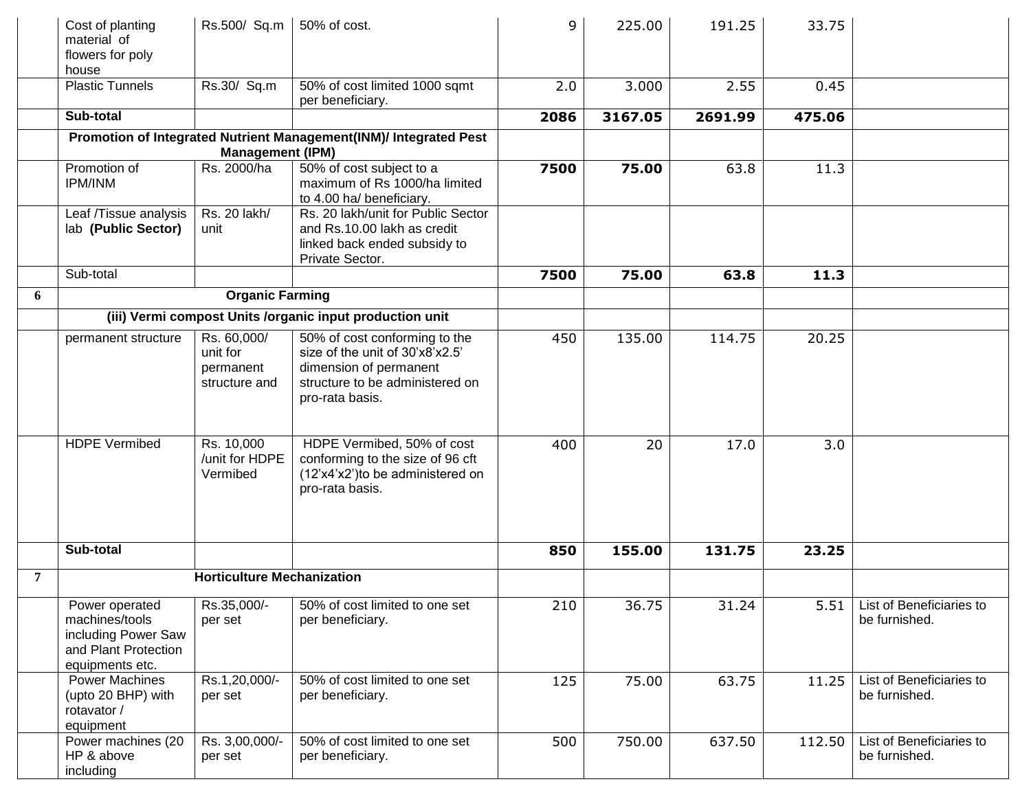| | | | | | | | | |
|---|---|---|---|---|---|---|---|---|
| | Cost of planting material of flowers for poly house | Rs.500/ Sq.m | 50% of cost. | 9 | 225.00 | 191.25 | 33.75 | |
| | Plastic Tunnels | Rs.30/ Sq.m | 50% of cost limited 1000 sqmt per beneficiary. | 2.0 | 3.000 | 2.55 | 0.45 | |
| | **Sub-total** | | | **2086** | **3167.05** | **2691.99** | **475.06** | |
| | **Promotion of Integrated Nutrient Management(INM)/ Integrated Pest Management (IPM)** | | | | | | | |
| | Promotion of IPM/INM | Rs. 2000/ha | 50% of cost subject to a maximum of Rs 1000/ha limited to 4.00 ha/ beneficiary. | **7500** | **75.00** | 63.8 | 11.3 | |
| | Leaf /Tissue analysis lab **(Public Sector)** | Rs. 20 lakh/ unit | Rs. 20 lakh/unit for Public Sector and Rs.10.00 lakh as credit linked back ended subsidy to Private Sector. | | | | | |
| | Sub-total | | | **7500** | **75.00** | **63.8** | **11.3** | |
| **6** | **Organic Farming** | | | | | | | |
| | **(iii) Vermi compost Units /organic input production unit** | | | | | | | |
| | permanent structure | Rs. 60,000/ unit for permanent structure and | 50% of cost conforming to the size of the unit of 30'x8'x2.5' dimension of permanent structure to be administered on pro-rata basis. | 450 | 135.00 | 114.75 | 20.25 | |
| | HDPE Vermibed | Rs. 10,000 /unit for HDPE Vermibed | HDPE Vermibed, 50% of cost conforming to the size of 96 cft (12'x4'x2')to be administered on pro-rata basis. | 400 | 20 | 17.0 | 3.0 | |
| | **Sub-total** | | | **850** | **155.00** | **131.75** | **23.25** | |
| **7** | **Horticulture Mechanization** | | | | | | | |
| | Power operated machines/tools including Power Saw and Plant Protection equipments etc. | Rs.35,000/- per set | 50% of cost limited to one set per beneficiary. | 210 | 36.75 | 31.24 | 5.51 | List of Beneficiaries to be furnished. |
| | Power Machines (upto 20 BHP) with rotavator / equipment | Rs.1,20,000/- per set | 50% of cost limited to one set per beneficiary. | 125 | 75.00 | 63.75 | 11.25 | List of Beneficiaries to be furnished. |
| | Power machines (20 HP & above including | Rs. 3,00,000/- per set | 50% of cost limited to one set per beneficiary. | 500 | 750.00 | 637.50 | 112.50 | List of Beneficiaries to be furnished. |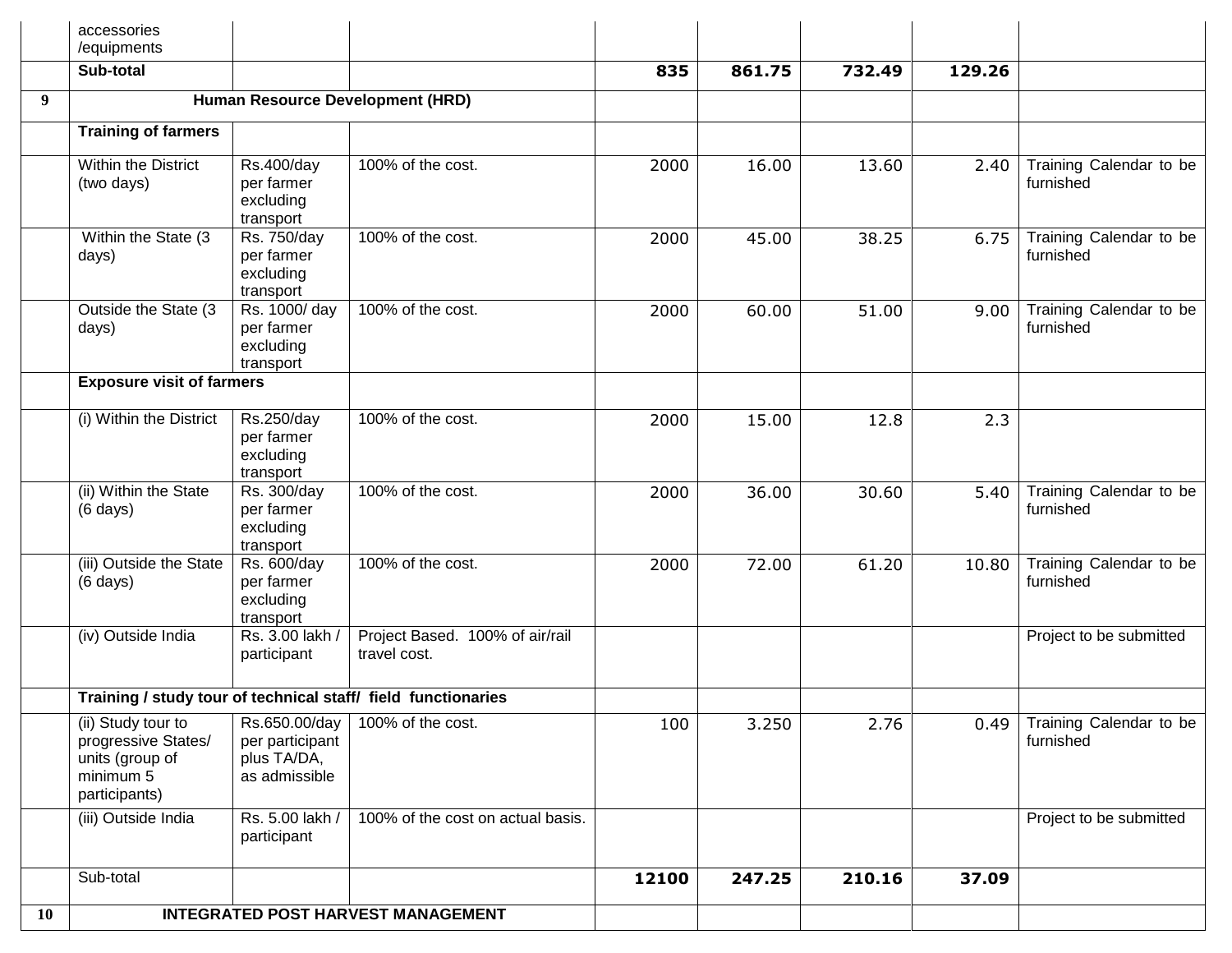| | | | | | | | | |
|---|---|---|---|---|---|---|---|---|
| | accessories /equipments | | | | | | | |
| | **Sub-total** | | | **835** | **861.75** | **732.49** | **129.26** | |
| **9** | **Human Resource Development (HRD)** | | | | | | | |
| | **Training of farmers** | | | | | | | |
| | Within the District (two days) | Rs.400/day per farmer excluding transport | 100% of the cost. | 2000 | 16.00 | 13.60 | 2.40 | Training Calendar to be furnished |
| | Within the State (3 days) | Rs. 750/day per farmer excluding transport | 100% of the cost. | 2000 | 45.00 | 38.25 | 6.75 | Training Calendar to be furnished |
| | Outside the State (3 days) | Rs. 1000/ day per farmer excluding transport | 100% of the cost. | 2000 | 60.00 | 51.00 | 9.00 | Training Calendar to be furnished |
| | **Exposure visit of farmers** | | | | | | | |
| | (i) Within the District | Rs.250/day per farmer excluding transport | 100% of the cost. | 2000 | 15.00 | 12.8 | 2.3 | |
| | (ii) Within the State (6 days) | Rs. 300/day per farmer excluding transport | 100% of the cost. | 2000 | 36.00 | 30.60 | 5.40 | Training Calendar to be furnished |
| | (iii) Outside the State (6 days) | Rs. 600/day per farmer excluding transport | 100% of the cost. | 2000 | 72.00 | 61.20 | 10.80 | Training Calendar to be furnished |
| | (iv) Outside India | Rs. 3.00 lakh / participant | Project Based. 100% of air/rail travel cost. | | | | | Project to be submitted |
| | **Training / study tour of technical staff/ field functionaries** | | | | | | | |
| | (ii) Study tour to progressive States/ units (group of minimum 5 participants) | Rs.650.00/day per participant plus TA/DA, as admissible | 100% of the cost. | 100 | 3.250 | 2.76 | 0.49 | Training Calendar to be furnished |
| | (iii) Outside India | Rs. 5.00 lakh / participant | 100% of the cost on actual basis. | | | | | Project to be submitted |
| | Sub-total | | | **12100** | **247.25** | **210.16** | **37.09** | |
| **10** | **INTEGRATED POST HARVEST MANAGEMENT** | | | | | | | |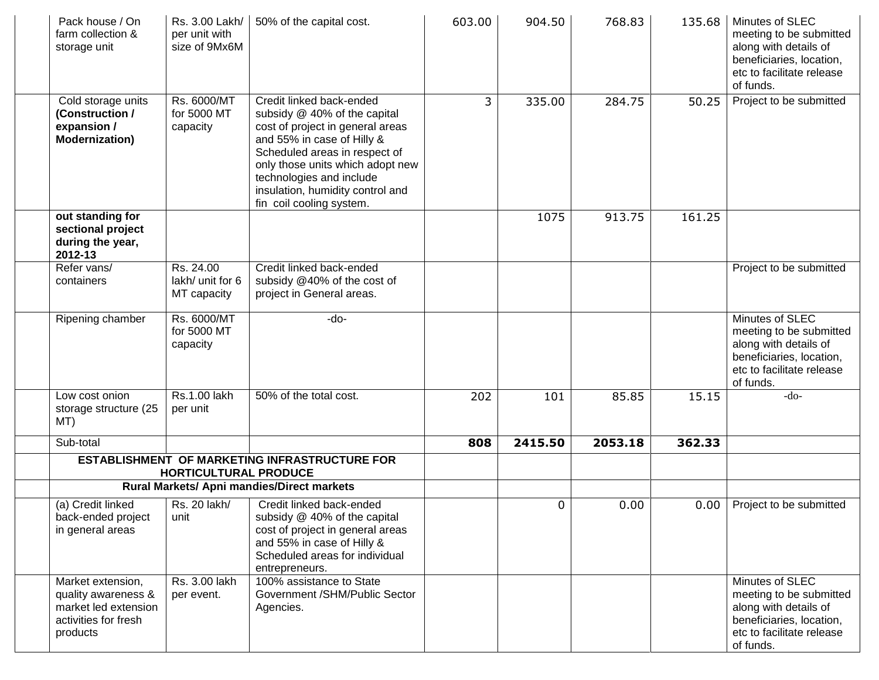| | Pack house / On farm collection & storage unit | Rs. 3.00 Lakh/ per unit with size of 9Mx6M | 50% of the capital cost. | 603.00 | 904.50 | 768.83 | 135.68 | Minutes of SLEC meeting to be submitted along with details of beneficiaries, location, etc to facilitate release of funds. |
|---|---|---|---|---|---|---|---|---|
| | Cold storage units **(Construction / expansion / Modernization)** | Rs. 6000/MT for 5000 MT capacity | Credit linked back-ended subsidy @ 40% of the capital cost of project in general areas and 55% in case of Hilly & Scheduled areas in respect of only those units which adopt new technologies and include insulation, humidity control and fin coil cooling system. | 3 | 335.00 | 284.75 | 50.25 | Project to be submitted |
| | **out standing for sectional project during the year, 2012-13** | | | | 1075 | 913.75 | 161.25 | |
| | Refer vans/ containers | Rs. 24.00 lakh/ unit for 6 MT capacity | Credit linked back-ended subsidy @40% of the cost of project in General areas. | | | | | Project to be submitted |
| | Ripening chamber | Rs. 6000/MT for 5000 MT capacity | -do- | | | | | Minutes of SLEC meeting to be submitted along with details of beneficiaries, location, etc to facilitate release of funds. |
| | Low cost onion storage structure (25 MT) | Rs.1.00 lakh per unit | 50% of the total cost. | 202 | 101 | 85.85 | 15.15 | -do- |
| | Sub-total | | | **808** | **2415.50** | **2053.18** | **362.33** | |
| | **ESTABLISHMENT OF MARKETING INFRASTRUCTURE FOR HORTICULTURAL PRODUCE** | | | | | | | |
| | **Rural Markets/ Apni mandies/Direct markets** | | | | | | | |
| | (a) Credit linked back-ended project in general areas | Rs. 20 lakh/ unit | Credit linked back-ended subsidy @ 40% of the capital cost of project in general areas and 55% in case of Hilly & Scheduled areas for individual entrepreneurs. | | 0 | 0.00 | 0.00 | Project to be submitted |
| | Market extension, quality awareness & market led extension activities for fresh products | Rs. 3.00 lakh per event. | 100% assistance to State Government /SHM/Public Sector Agencies. | | | | | Minutes of SLEC meeting to be submitted along with details of beneficiaries, location, etc to facilitate release of funds. |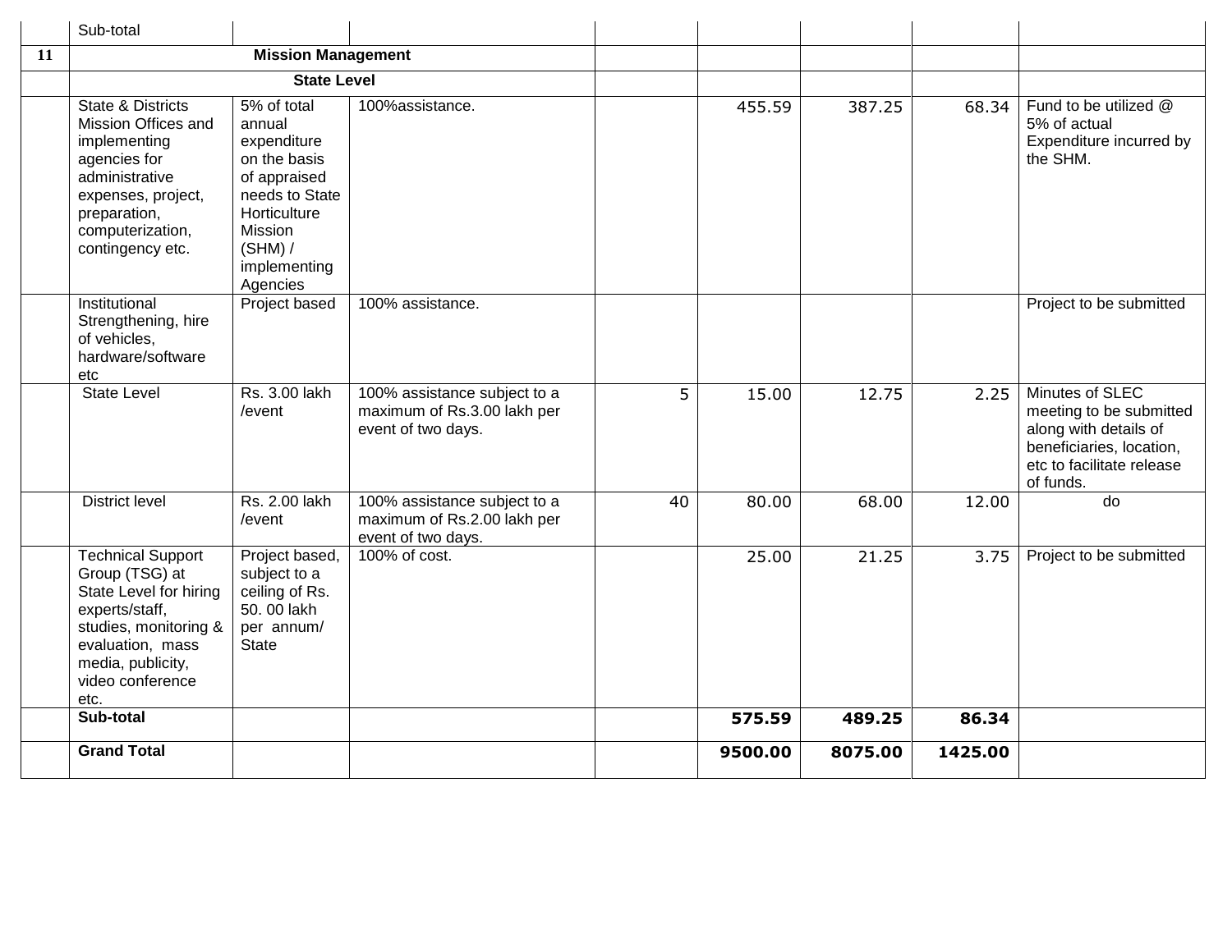| | | | | | | | | |
|---|---|---|---|---|---|---|---|---|
| | Sub-total | | | | | | | |
| **11** | **Mission Management** | | | | | | | |
| | **State Level** | | | | | | | |
| | State & Districts Mission Offices and implementing agencies for administrative expenses, project, preparation, computerization, contingency etc. | 5% of total annual expenditure on the basis of appraised needs to State Horticulture Mission (SHM) / implementing Agencies | 100%assistance. | | 455.59 | 387.25 | 68.34 | Fund to be utilized @ 5% of actual Expenditure incurred by the SHM. |
| | Institutional Strengthening, hire of vehicles, hardware/software etc | Project based | 100% assistance. | | | | | Project to be submitted |
| | State Level | Rs. 3.00 lakh /event | 100% assistance subject to a maximum of Rs.3.00 lakh per event of two days. | 5 | 15.00 | 12.75 | 2.25 | Minutes of SLEC meeting to be submitted along with details of beneficiaries, location, etc to facilitate release of funds. |
| | District level | Rs. 2.00 lakh /event | 100% assistance subject to a maximum of Rs.2.00 lakh per event of two days. | 40 | 80.00 | 68.00 | 12.00 | do |
| | Technical Support Group (TSG) at State Level for hiring experts/staff, studies, monitoring & evaluation, mass media, publicity, video conference etc. | Project based, subject to a ceiling of Rs. 50. 00 lakh per annum/ State | 100% of cost. | | 25.00 | 21.25 | 3.75 | Project to be submitted |
| | **Sub-total** | | | | **575.59** | **489.25** | **86.34** | |
| | **Grand Total** | | | | **9500.00** | **8075.00** | **1425.00** | |